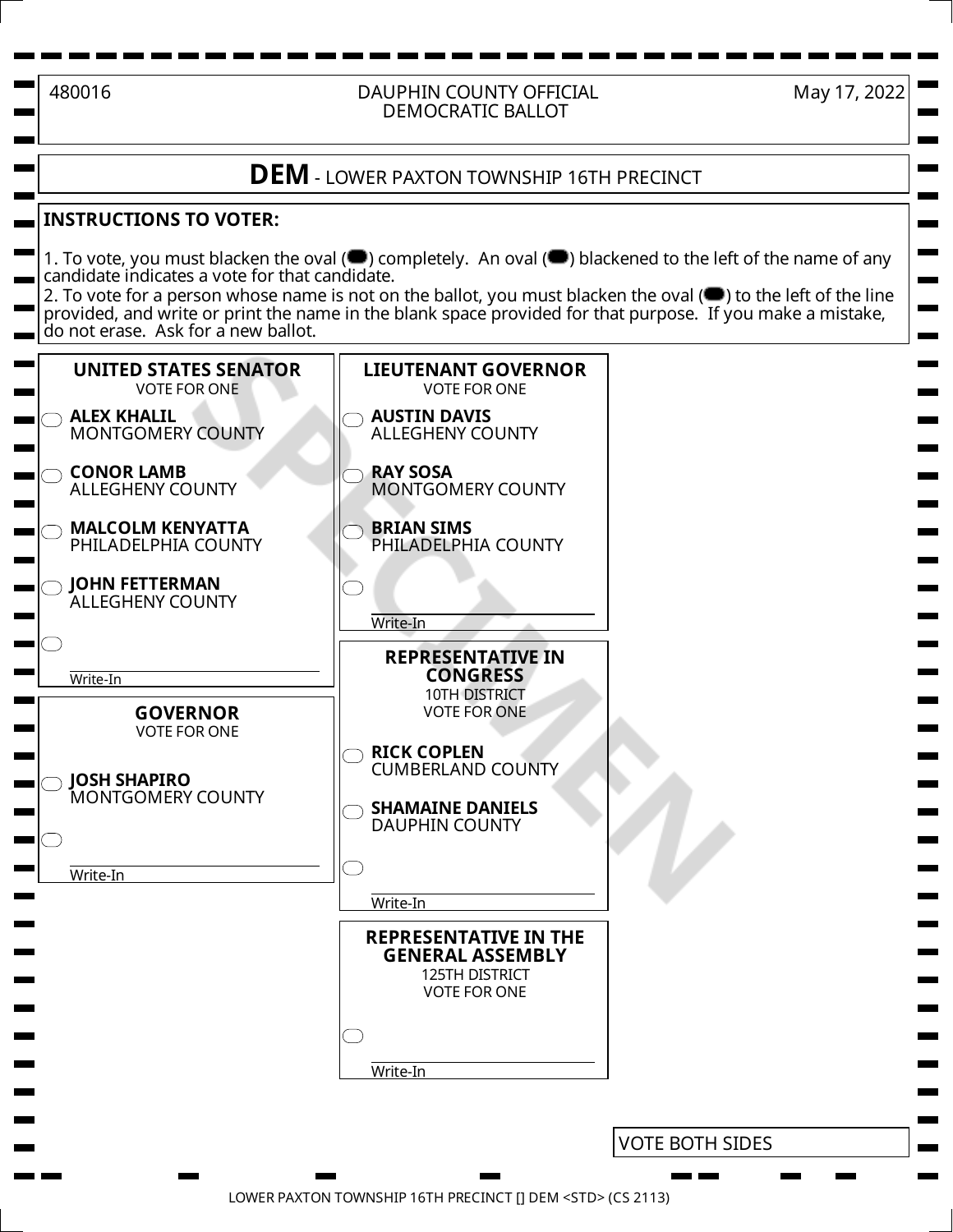480016

DAUPHIN COUNTY OFFICIAL
DEMOCRATIC BALLOT

May 17, 2022

# DEM - LOWER PAXTON TOWNSHIP 16TH PRECINCT

**INSTRUCTIONS TO VOTER:**

1. To vote, you must blacken the oval (⬬) completely. An oval (⬬) blackened to the left of the name of any candidate indicates a vote for that candidate.
2. To vote for a person whose name is not on the ballot, you must blacken the oval (⬬) to the left of the line provided, and write or print the name in the blank space provided for that purpose. If you make a mistake, do not erase. Ask for a new ballot.

## UNITED STATES SENATOR
VOTE FOR ONE

- ⬭ **ALEX KHALIL** MONTGOMERY COUNTY
- ⬭ **CONOR LAMB** ALLEGHENY COUNTY
- ⬭ **MALCOLM KENYATTA** PHILADELPHIA COUNTY
- ⬭ **JOHN FETTERMAN** ALLEGHENY COUNTY
- ⬭ ______________ Write-In

## GOVERNOR
VOTE FOR ONE

- ⬭ **JOSH SHAPIRO** MONTGOMERY COUNTY
- ⬭ ______________ Write-In

## LIEUTENANT GOVERNOR
VOTE FOR ONE

- ⬭ **AUSTIN DAVIS** ALLEGHENY COUNTY
- ⬭ **RAY SOSA** MONTGOMERY COUNTY
- ⬭ **BRIAN SIMS** PHILADELPHIA COUNTY
- ⬭ ______________ Write-In

## REPRESENTATIVE IN CONGRESS
10TH DISTRICT
VOTE FOR ONE

- ⬭ **RICK COPLEN** CUMBERLAND COUNTY
- ⬭ **SHAMAINE DANIELS** DAUPHIN COUNTY
- ⬭ ______________ Write-In

## REPRESENTATIVE IN THE GENERAL ASSEMBLY
125TH DISTRICT
VOTE FOR ONE

- ⬭ ______________ Write-In

VOTE BOTH SIDES

LOWER PAXTON TOWNSHIP 16TH PRECINCT [] DEM <STD> (CS 2113)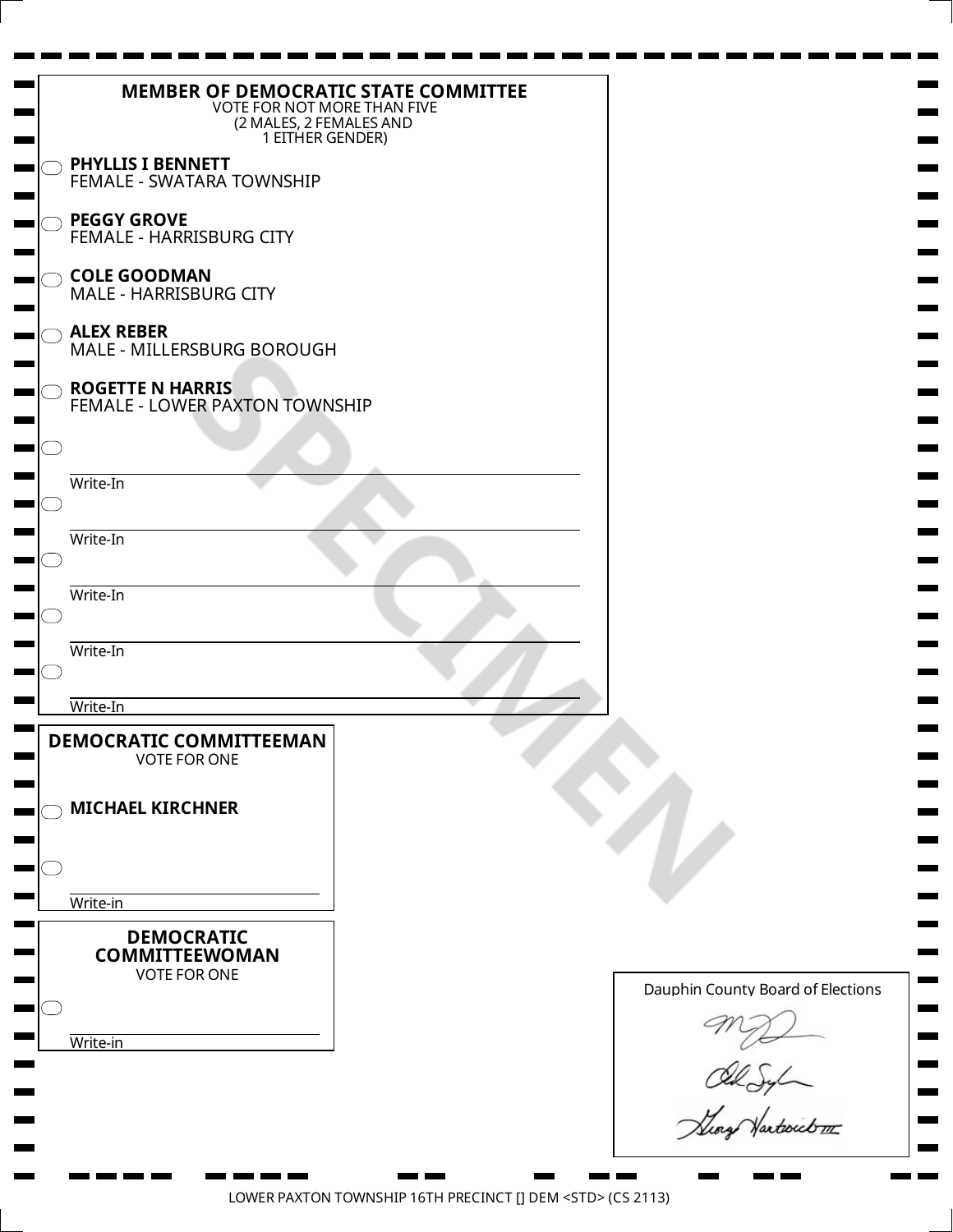## MEMBER OF DEMOCRATIC STATE COMMITTEE

VOTE FOR NOT MORE THAN FIVE
(2 MALES, 2 FEMALES AND
1 EITHER GENDER)

- **PHYLLIS I BENNETT**
  FEMALE - SWATARA TOWNSHIP
- **PEGGY GROVE**
  FEMALE - HARRISBURG CITY
- **COLE GOODMAN**
  MALE - HARRISBURG CITY
- **ALEX REBER**
  MALE - MILLERSBURG BOROUGH
- **ROGETTE N HARRIS**
  FEMALE - LOWER PAXTON TOWNSHIP
- Write-In
- Write-In
- Write-In
- Write-In
- Write-In

## DEMOCRATIC COMMITTEEMAN

VOTE FOR ONE

- **MICHAEL KIRCHNER**
- Write-in

## DEMOCRATIC COMMITTEEWOMAN

VOTE FOR ONE

- Write-in

SPECIMEN

Dauphin County Board of Elections

LOWER PAXTON TOWNSHIP 16TH PRECINCT [] DEM <STD> (CS 2113)